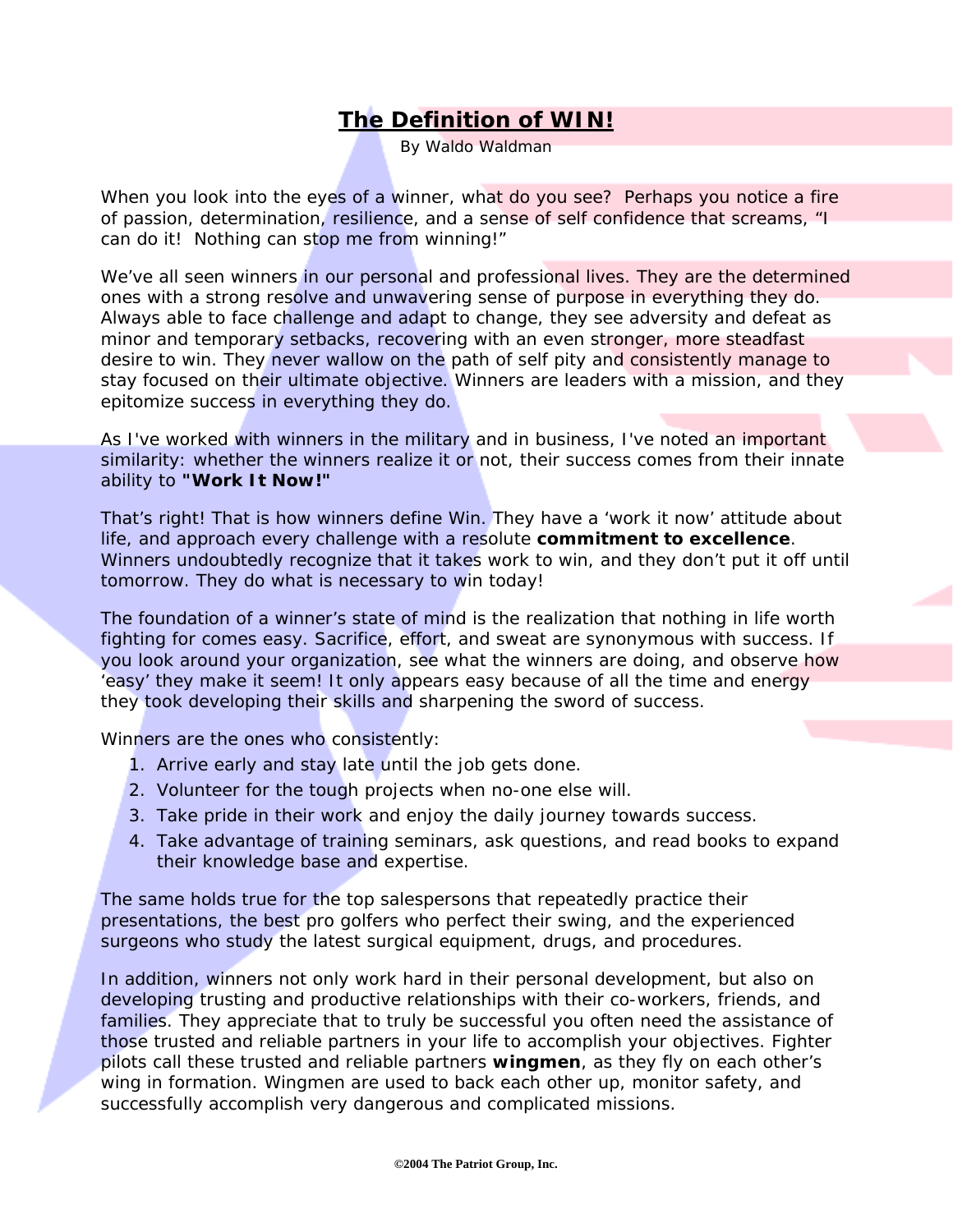# The Definition of WIN!

By Waldo Waldman

When you look into the eyes of a winner, what do you see? Perhaps you notice a fire of passion, determination, resilience, and a sense of self confidence that screams, "I can do it! Nothing can stop me from winning!"

We've all seen winners in our personal and professional lives. They are the determined ones with a strong resolve and unwavering sense of purpose in everything they do. Always able to face challenge and adapt to change, they see adversity and defeat as minor and temporary setbacks, recovering with an even stronger, more steadfast desire to win. They never wallow on the path of self pity and consistently manage to stay focused on their ultimate objective. Winners are leaders with a mission, and they epitomize success in everything they do.

As I've worked with winners in the military and in business, I've noted an important similarity: whether the winners realize it or not, their success comes from their innate ability to **"Work It Now!"**

That's right! That is how winners define Win. They have a 'work it now' attitude about life, and approach every challenge with a resolute **commitment to excellence**. Winners undoubtedly recognize that it takes work to win, and they don't put it off until tomorrow. They do what is necessary to win today!

The foundation of a winner's state of mind is the realization that nothing in life worth fighting for comes easy. Sacrifice, effort, and sweat are synonymous with success. If you look around your organization, see what the winners are doing, and observe how 'easy' they make it seem! It only appears easy because of all the time and energy they took developing their skills and sharpening the sword of success.

Winners are the ones who consistently:

1. Arrive early and stay late until the job gets done.
2. Volunteer for the tough projects when no-one else will.
3. Take pride in their work and enjoy the daily journey towards success.
4. Take advantage of training seminars, ask questions, and read books to expand their knowledge base and expertise.

The same holds true for the top salespersons that repeatedly practice their presentations, the best pro golfers who perfect their swing, and the experienced surgeons who study the latest surgical equipment, drugs, and procedures.

In addition, winners not only work hard in their personal development, but also on developing trusting and productive relationships with their co-workers, friends, and families. They appreciate that to truly be successful you often need the assistance of those trusted and reliable partners in your life to accomplish your objectives. Fighter pilots call these trusted and reliable partners **wingmen**, as they fly on each other's wing in formation. Wingmen are used to back each other up, monitor safety, and successfully accomplish very dangerous and complicated missions.

**©2004 The Patriot Group, Inc.**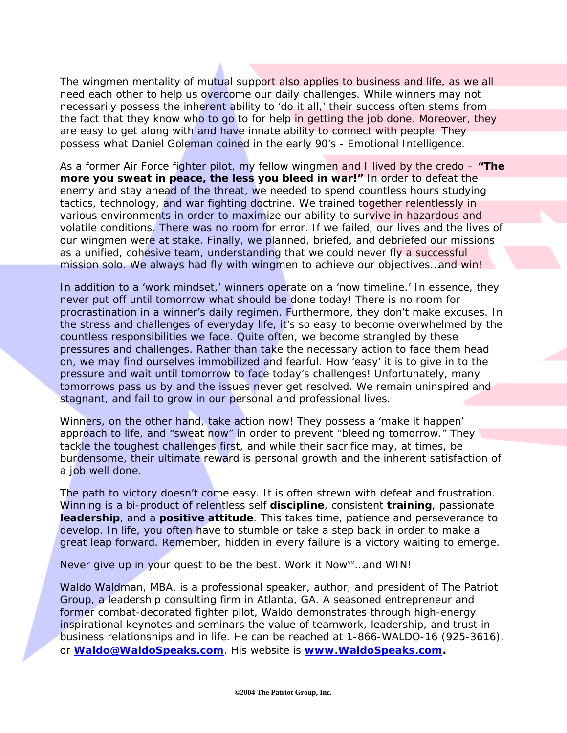The wingmen mentality of mutual support also applies to business and life, as we all need each other to help us overcome our daily challenges. While winners may not necessarily possess the inherent ability to 'do it all,' their success often stems from the fact that they know who to go to for help in getting the job done. Moreover, they are easy to get along with and have innate ability to connect with people. They possess what Daniel Goleman coined in the early 90's - Emotional Intelligence.

As a former Air Force fighter pilot, my fellow wingmen and I lived by the credo – **"The more you sweat in peace, the less you bleed in war!"** In order to defeat the enemy and stay ahead of the threat, we needed to spend countless hours studying tactics, technology, and war fighting doctrine. We trained together relentlessly in various environments in order to maximize our ability to survive in hazardous and volatile conditions. There was no room for error. If we failed, our lives and the lives of our wingmen were at stake. Finally, we planned, briefed, and debriefed our missions as a unified, cohesive team, understanding that we could never fly a successful mission solo. We always had fly with wingmen to achieve our objectives…and win!

In addition to a 'work mindset,' winners operate on a 'now timeline.' In essence, they never put off until tomorrow what should be done today! There is no room for procrastination in a winner's daily regimen. Furthermore, they don't make excuses. In the stress and challenges of everyday life, it's so easy to become overwhelmed by the countless responsibilities we face. Quite often, we become strangled by these pressures and challenges. Rather than take the necessary action to face them head on, we may find ourselves immobilized and fearful. How 'easy' it is to give in to the pressure and wait until tomorrow to face today's challenges! Unfortunately, many tomorrows pass us by and the issues never get resolved. We remain uninspired and stagnant, and fail to grow in our personal and professional lives.

Winners, on the other hand, take action now! They possess a 'make it happen' approach to life, and "sweat now" in order to prevent "bleeding tomorrow." They tackle the toughest challenges first, and while their sacrifice may, at times, be burdensome, their ultimate reward is personal growth and the inherent satisfaction of a job well done.

The path to victory doesn't come easy. It is often strewn with defeat and frustration. Winning is a bi-product of relentless self **discipline**, consistent **training**, passionate **leadership**, and a **positive attitude**. This takes time, patience and perseverance to develop. In life, you often have to stumble or take a step back in order to make a great leap forward. Remember, hidden in every failure is a victory waiting to emerge.

Never give up in your quest to be the best. Work it Now℠…and WIN!

Waldo Waldman, MBA, is a professional speaker, author, and president of The Patriot Group, a leadership consulting firm in Atlanta, GA. A seasoned entrepreneur and former combat-decorated fighter pilot, Waldo demonstrates through high-energy inspirational keynotes and seminars the value of teamwork, leadership, and trust in business relationships and in life. He can be reached at 1-866-WALDO-16 (925-3616), or **Waldo@WaldoSpeaks.com**. His website is **www.WaldoSpeaks.com.**

**©2004 The Patriot Group, Inc.**